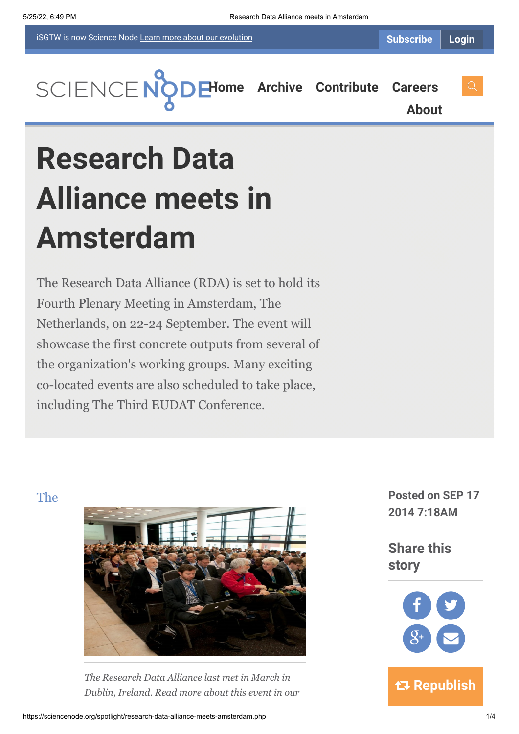iSGTW is now Science Node Learn more about our evolution

Subscribe Login

Home Archive Contribute Careers About

# Research Data Alliance meets in Amsterdam

The Research Data Alliance (RDA) is set to hold its Fourth Plenary Meeting in Amsterdam, The Netherlands, on 22-24 September. The event will showcase the first concrete outputs from several of the organization's working groups. Many exciting co-located events are also scheduled to take place, including The Third EUDAT Conference.

The

*The Research Data Alliance last met in March in Dublin, Ireland. Read more about this event in our*

**Posted on SEP 17 2014 7:18AM**

**Share this story**

Republish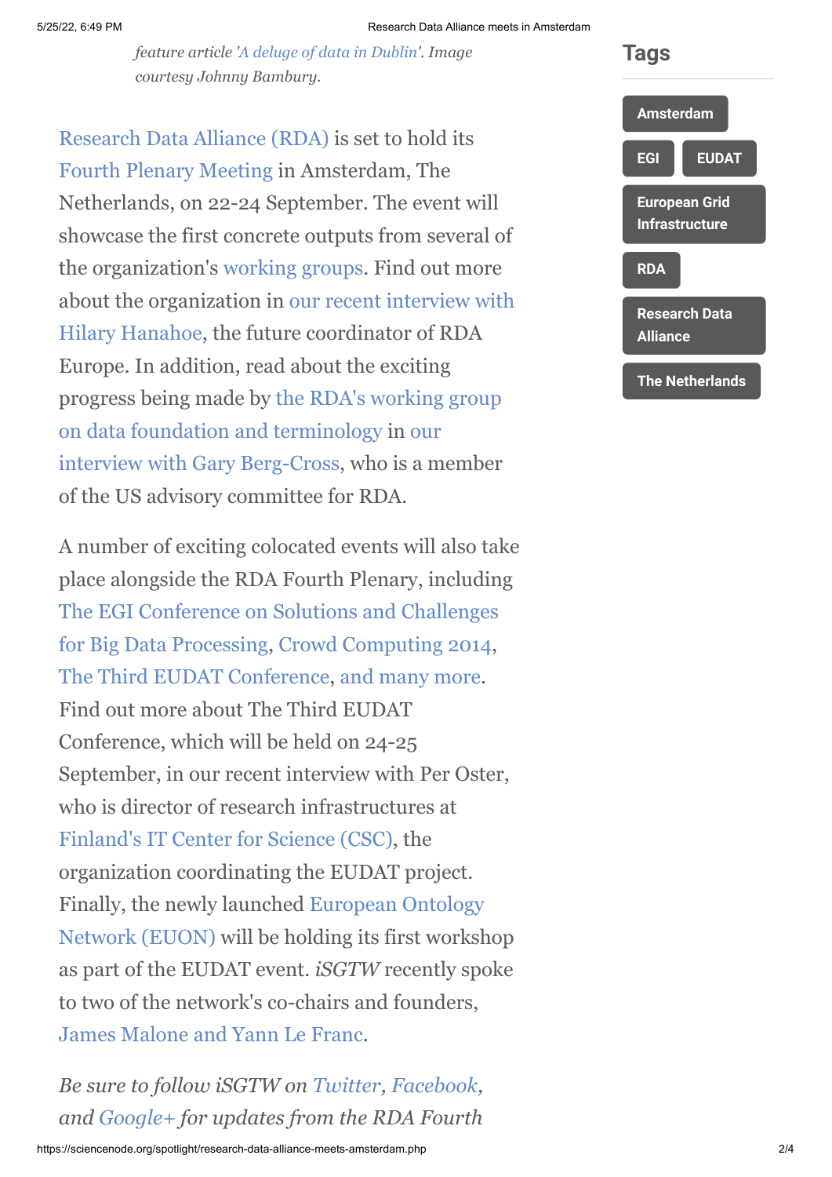*feature article 'A deluge of data in Dublin'. Image courtesy Johnny Bambury.*

Research Data Alliance (RDA) is set to hold its Fourth Plenary Meeting in Amsterdam, The Netherlands, on 22-24 September. The event will showcase the first concrete outputs from several of the organization's working groups. Find out more about the organization in our recent interview with Hilary Hanahoe, the future coordinator of RDA Europe. In addition, read about the exciting progress being made by the RDA's working group on data foundation and terminology in our interview with Gary Berg-Cross, who is a member of the US advisory committee for RDA.

A number of exciting colocated events will also take place alongside the RDA Fourth Plenary, including The EGI Conference on Solutions and Challenges for Big Data Processing, Crowd Computing 2014, The Third EUDAT Conference, and many more. Find out more about The Third EUDAT Conference, which will be held on 24-25 September, in our recent interview with Per Oster, who is director of research infrastructures at Finland's IT Center for Science (CSC), the organization coordinating the EUDAT project. Finally, the newly launched European Ontology Network (EUON) will be holding its first workshop as part of the EUDAT event. *iSGTW* recently spoke to two of the network's co-chairs and founders, James Malone and Yann Le Franc.

*Be sure to follow iSGTW on Twitter, Facebook, and Google+ for updates from the RDA Fourth*

## Tags

- Amsterdam
- EGI
- EUDAT
- European Grid Infrastructure
- RDA
- Research Data Alliance
- The Netherlands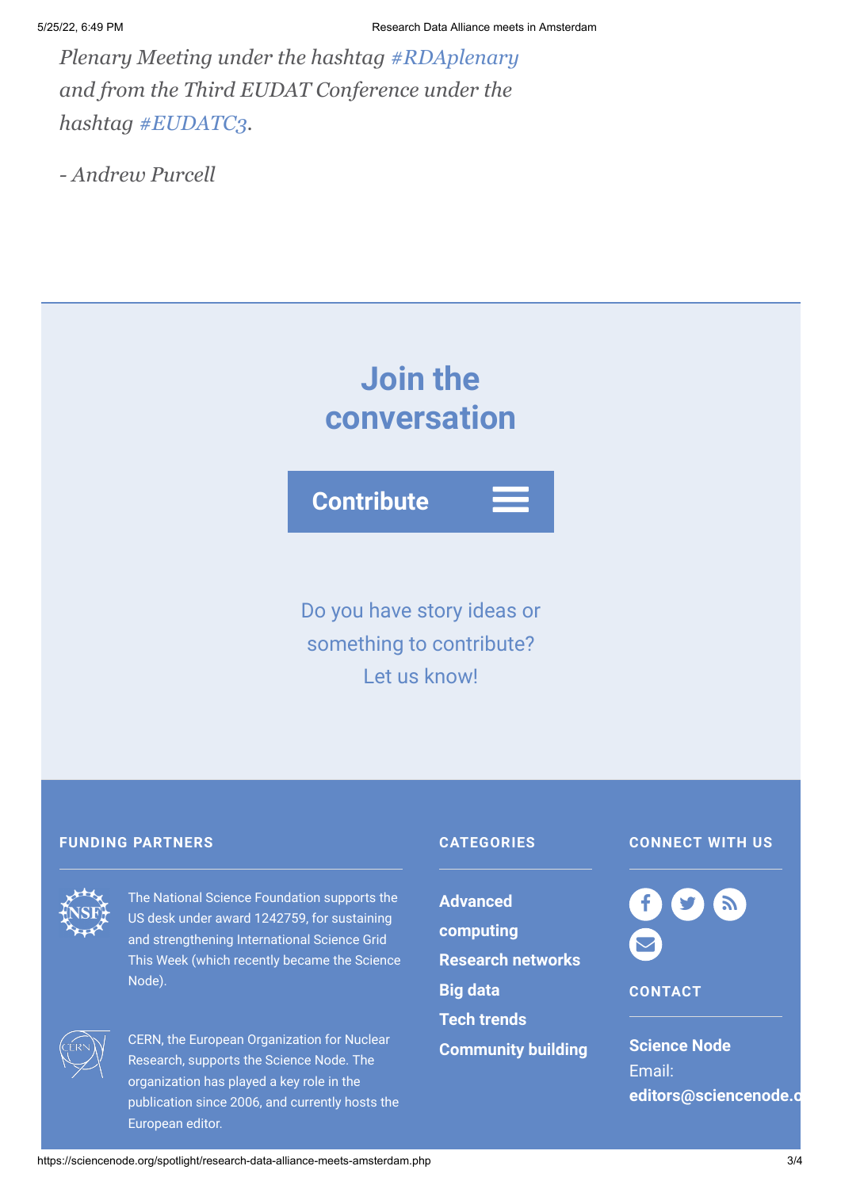*Plenary Meeting under the hashtag #RDAplenary and from the Third EUDAT Conference under the hashtag #EUDATC3.*

*- Andrew Purcell*

## Join the conversation

**Contribute**

Do you have story ideas or something to contribute? Let us know!

**FUNDING PARTNERS**

The National Science Foundation supports the US desk under award 1242759, for sustaining and strengthening International Science Grid This Week (which recently became the Science Node).

CERN, the European Organization for Nuclear Research, supports the Science Node. The organization has played a key role in the publication since 2006, and currently hosts the European editor.

**CATEGORIES**

- **Advanced computing**
- **Research networks**
- **Big data**
- **Tech trends**
- **Community building**

**CONNECT WITH US**

**CONTACT**

**Science Node**
Email:
**editors@sciencenode.o**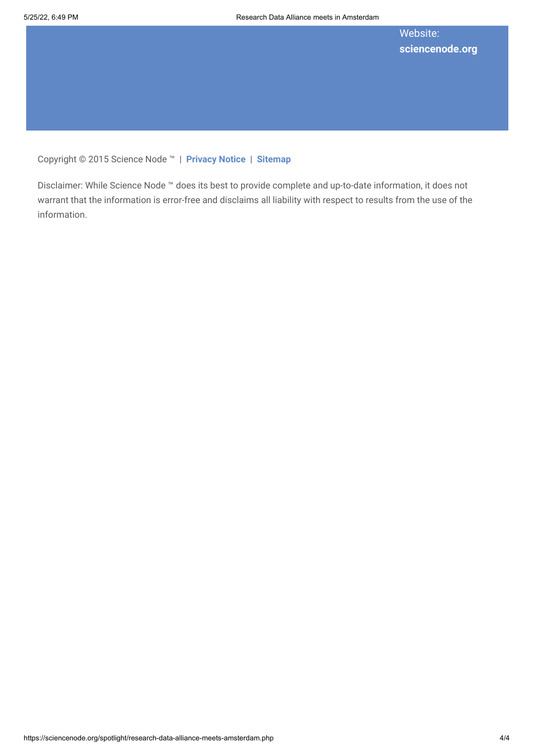Website:
**sciencenode.org**

Copyright © 2015 Science Node ™ | **Privacy Notice** | **Sitemap**

Disclaimer: While Science Node ™ does its best to provide complete and up-to-date information, it does not warrant that the information is error-free and disclaims all liability with respect to results from the use of the information.